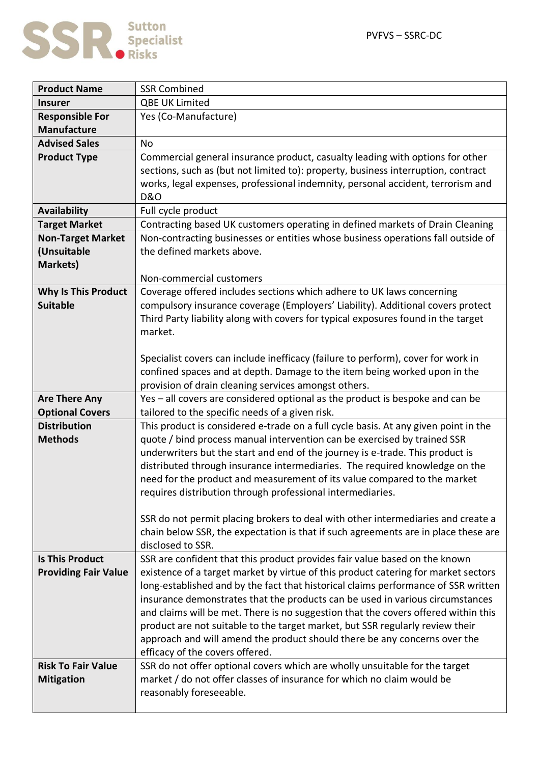Sutton Specialist Risks

PVFVS – SSRC-DC

| **Product Name** | SSR Combined |
|---|---|
| **Insurer** | QBE UK Limited |
| **Responsible For Manufacture** | Yes (Co-Manufacture) |
| **Advised Sales** | No |
| **Product Type** | Commercial general insurance product, casualty leading with options for other sections, such as (but not limited to): property, business interruption, contract works, legal expenses, professional indemnity, personal accident, terrorism and D&O |
| **Availability** | Full cycle product |
| **Target Market** | Contracting based UK customers operating in defined markets of Drain Cleaning |
| **Non-Target Market (Unsuitable Markets)** | Non-contracting businesses or entities whose business operations fall outside of the defined markets above.<br><br>Non-commercial customers |
| **Why Is This Product Suitable** | Coverage offered includes sections which adhere to UK laws concerning compulsory insurance coverage (Employers' Liability). Additional covers protect Third Party liability along with covers for typical exposures found in the target market.<br><br>Specialist covers can include inefficacy (failure to perform), cover for work in confined spaces and at depth. Damage to the item being worked upon in the provision of drain cleaning services amongst others. |
| **Are There Any Optional Covers** | Yes – all covers are considered optional as the product is bespoke and can be tailored to the specific needs of a given risk. |
| **Distribution Methods** | This product is considered e-trade on a full cycle basis. At any given point in the quote / bind process manual intervention can be exercised by trained SSR underwriters but the start and end of the journey is e-trade. This product is distributed through insurance intermediaries. The required knowledge on the need for the product and measurement of its value compared to the market requires distribution through professional intermediaries.<br><br>SSR do not permit placing brokers to deal with other intermediaries and create a chain below SSR, the expectation is that if such agreements are in place these are disclosed to SSR. |
| **Is This Product Providing Fair Value** | SSR are confident that this product provides fair value based on the known existence of a target market by virtue of this product catering for market sectors long-established and by the fact that historical claims performance of SSR written insurance demonstrates that the products can be used in various circumstances and claims will be met. There is no suggestion that the covers offered within this product are not suitable to the target market, but SSR regularly review their approach and will amend the product should there be any concerns over the efficacy of the covers offered. |
| **Risk To Fair Value Mitigation** | SSR do not offer optional covers which are wholly unsuitable for the target market / do not offer classes of insurance for which no claim would be reasonably foreseeable. |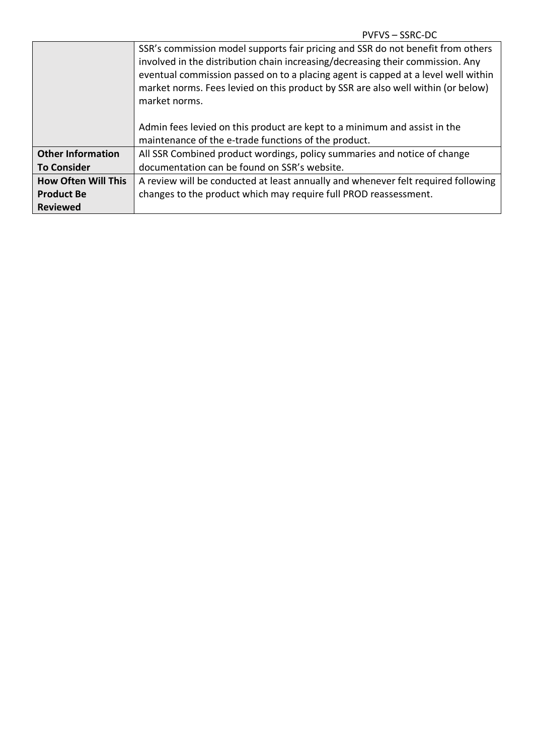| | |
|---|---|
| | SSR's commission model supports fair pricing and SSR do not benefit from others involved in the distribution chain increasing/decreasing their commission. Any eventual commission passed on to a placing agent is capped at a level well within market norms. Fees levied on this product by SSR are also well within (or below) market norms.<br><br>Admin fees levied on this product are kept to a minimum and assist in the maintenance of the e-trade functions of the product. |
| **Other Information To Consider** | All SSR Combined product wordings, policy summaries and notice of change documentation can be found on SSR's website. |
| **How Often Will This Product Be Reviewed** | A review will be conducted at least annually and whenever felt required following changes to the product which may require full PROD reassessment. |